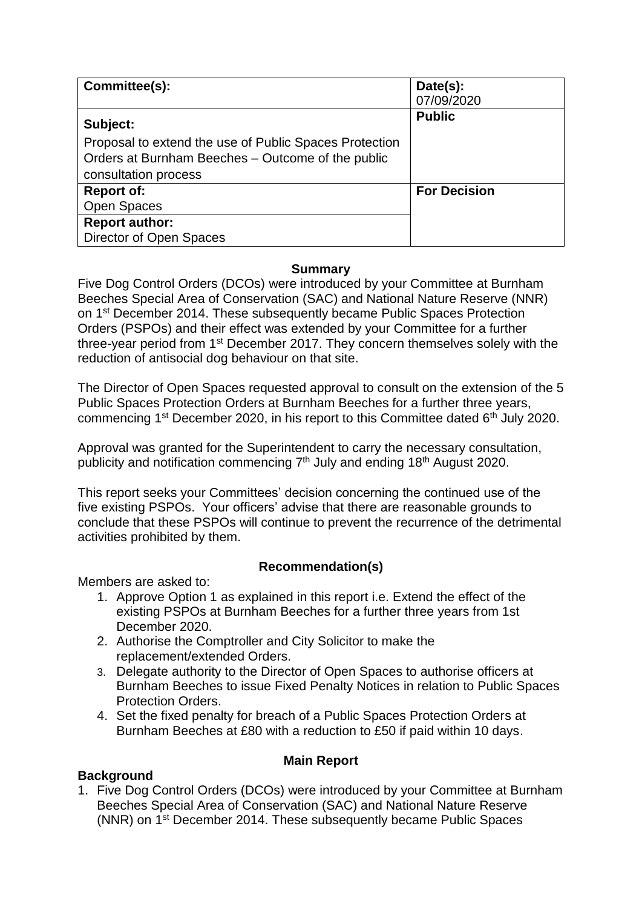| Committee(s): | Date(s): 07/09/2020 |
| --- | --- |
| **Subject:**<br>Proposal to extend the use of Public Spaces Protection Orders at Burnham Beeches – Outcome of the public consultation process | **Public** |
| **Report of:**<br>Open Spaces | **For Decision** |
| **Report author:**<br>Director of Open Spaces | |

**Summary**

Five Dog Control Orders (DCOs) were introduced by your Committee at Burnham Beeches Special Area of Conservation (SAC) and National Nature Reserve (NNR) on 1st December 2014. These subsequently became Public Spaces Protection Orders (PSPOs) and their effect was extended by your Committee for a further three-year period from 1st December 2017. They concern themselves solely with the reduction of antisocial dog behaviour on that site.

The Director of Open Spaces requested approval to consult on the extension of the 5 Public Spaces Protection Orders at Burnham Beeches for a further three years, commencing 1st December 2020, in his report to this Committee dated 6th July 2020.

Approval was granted for the Superintendent to carry the necessary consultation, publicity and notification commencing 7th July and ending 18th August 2020.

This report seeks your Committees' decision concerning the continued use of the five existing PSPOs. Your officers' advise that there are reasonable grounds to conclude that these PSPOs will continue to prevent the recurrence of the detrimental activities prohibited by them.

**Recommendation(s)**

Members are asked to:

1. Approve Option 1 as explained in this report i.e. Extend the effect of the existing PSPOs at Burnham Beeches for a further three years from 1st December 2020.
2. Authorise the Comptroller and City Solicitor to make the replacement/extended Orders.
3. Delegate authority to the Director of Open Spaces to authorise officers at Burnham Beeches to issue Fixed Penalty Notices in relation to Public Spaces Protection Orders.
4. Set the fixed penalty for breach of a Public Spaces Protection Orders at Burnham Beeches at £80 with a reduction to £50 if paid within 10 days.

**Main Report**

**Background**

1. Five Dog Control Orders (DCOs) were introduced by your Committee at Burnham Beeches Special Area of Conservation (SAC) and National Nature Reserve (NNR) on 1st December 2014. These subsequently became Public Spaces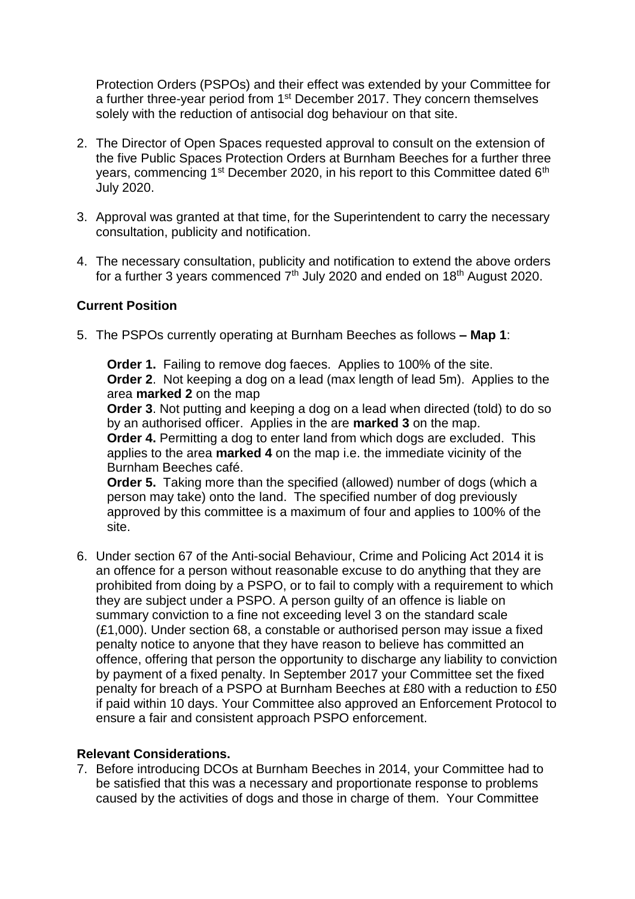Protection Orders (PSPOs) and their effect was extended by your Committee for a further three-year period from 1st December 2017. They concern themselves solely with the reduction of antisocial dog behaviour on that site.

2. The Director of Open Spaces requested approval to consult on the extension of the five Public Spaces Protection Orders at Burnham Beeches for a further three years, commencing 1st December 2020, in his report to this Committee dated 6th July 2020.

3. Approval was granted at that time, for the Superintendent to carry the necessary consultation, publicity and notification.

4. The necessary consultation, publicity and notification to extend the above orders for a further 3 years commenced 7th July 2020 and ended on 18th August 2020.

**Current Position**

5. The PSPOs currently operating at Burnham Beeches as follows **– Map 1**:

   **Order 1.** Failing to remove dog faeces. Applies to 100% of the site.
   **Order 2**. Not keeping a dog on a lead (max length of lead 5m). Applies to the area **marked 2** on the map
   **Order 3**. Not putting and keeping a dog on a lead when directed (told) to do so by an authorised officer. Applies in the are **marked 3** on the map.
   **Order 4.** Permitting a dog to enter land from which dogs are excluded. This applies to the area **marked 4** on the map i.e. the immediate vicinity of the Burnham Beeches café.
   **Order 5.** Taking more than the specified (allowed) number of dogs (which a person may take) onto the land. The specified number of dog previously approved by this committee is a maximum of four and applies to 100% of the site.

6. Under section 67 of the Anti-social Behaviour, Crime and Policing Act 2014 it is an offence for a person without reasonable excuse to do anything that they are prohibited from doing by a PSPO, or to fail to comply with a requirement to which they are subject under a PSPO. A person guilty of an offence is liable on summary conviction to a fine not exceeding level 3 on the standard scale (£1,000). Under section 68, a constable or authorised person may issue a fixed penalty notice to anyone that they have reason to believe has committed an offence, offering that person the opportunity to discharge any liability to conviction by payment of a fixed penalty. In September 2017 your Committee set the fixed penalty for breach of a PSPO at Burnham Beeches at £80 with a reduction to £50 if paid within 10 days. Your Committee also approved an Enforcement Protocol to ensure a fair and consistent approach PSPO enforcement.

**Relevant Considerations.**

7. Before introducing DCOs at Burnham Beeches in 2014, your Committee had to be satisfied that this was a necessary and proportionate response to problems caused by the activities of dogs and those in charge of them. Your Committee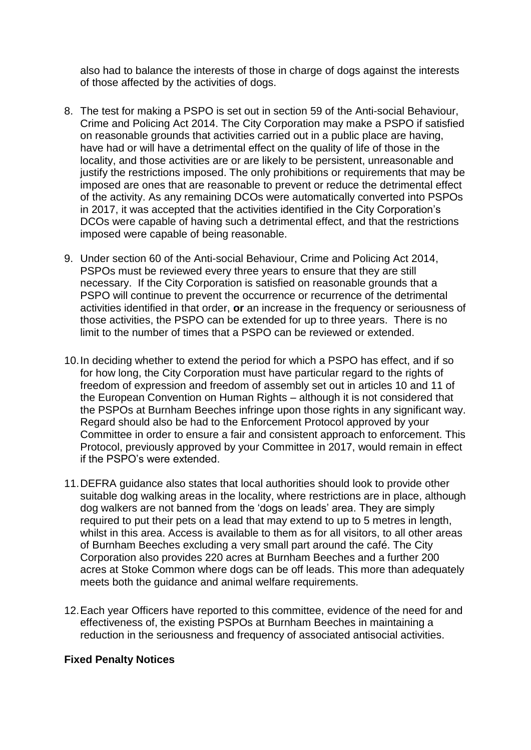also had to balance the interests of those in charge of dogs against the interests of those affected by the activities of dogs.

8. The test for making a PSPO is set out in section 59 of the Anti-social Behaviour, Crime and Policing Act 2014. The City Corporation may make a PSPO if satisfied on reasonable grounds that activities carried out in a public place are having, have had or will have a detrimental effect on the quality of life of those in the locality, and those activities are or are likely to be persistent, unreasonable and justify the restrictions imposed. The only prohibitions or requirements that may be imposed are ones that are reasonable to prevent or reduce the detrimental effect of the activity. As any remaining DCOs were automatically converted into PSPOs in 2017, it was accepted that the activities identified in the City Corporation's DCOs were capable of having such a detrimental effect, and that the restrictions imposed were capable of being reasonable.

9. Under section 60 of the Anti-social Behaviour, Crime and Policing Act 2014, PSPOs must be reviewed every three years to ensure that they are still necessary. If the City Corporation is satisfied on reasonable grounds that a PSPO will continue to prevent the occurrence or recurrence of the detrimental activities identified in that order, **or** an increase in the frequency or seriousness of those activities, the PSPO can be extended for up to three years. There is no limit to the number of times that a PSPO can be reviewed or extended.

10. In deciding whether to extend the period for which a PSPO has effect, and if so for how long, the City Corporation must have particular regard to the rights of freedom of expression and freedom of assembly set out in articles 10 and 11 of the European Convention on Human Rights – although it is not considered that the PSPOs at Burnham Beeches infringe upon those rights in any significant way. Regard should also be had to the Enforcement Protocol approved by your Committee in order to ensure a fair and consistent approach to enforcement. This Protocol, previously approved by your Committee in 2017, would remain in effect if the PSPO's were extended.

11. DEFRA guidance also states that local authorities should look to provide other suitable dog walking areas in the locality, where restrictions are in place, although dog walkers are not banned from the 'dogs on leads' area. They are simply required to put their pets on a lead that may extend to up to 5 metres in length, whilst in this area. Access is available to them as for all visitors, to all other areas of Burnham Beeches excluding a very small part around the café. The City Corporation also provides 220 acres at Burnham Beeches and a further 200 acres at Stoke Common where dogs can be off leads. This more than adequately meets both the guidance and animal welfare requirements.

12. Each year Officers have reported to this committee, evidence of the need for and effectiveness of, the existing PSPOs at Burnham Beeches in maintaining a reduction in the seriousness and frequency of associated antisocial activities.

**Fixed Penalty Notices**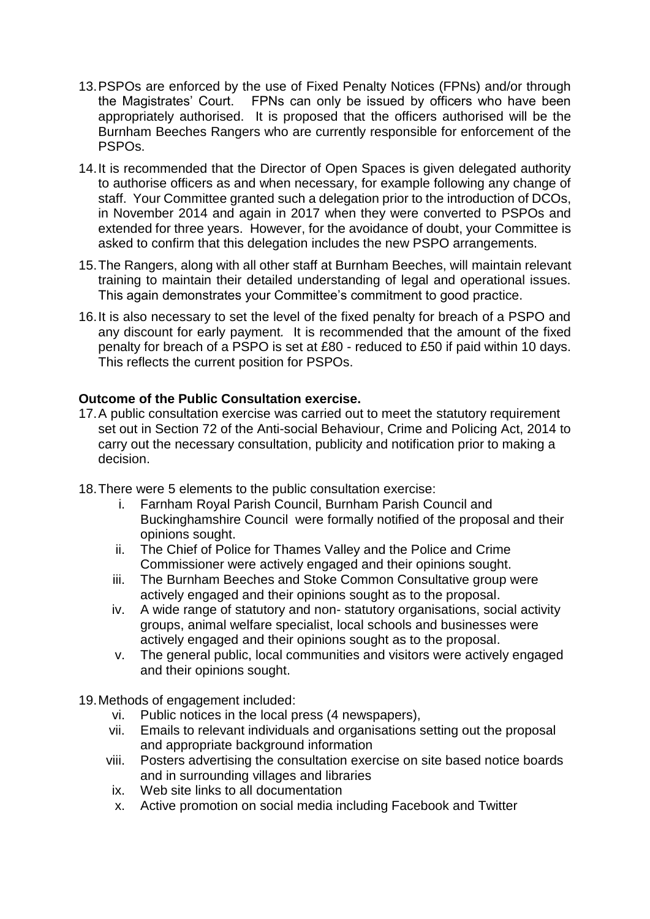13. PSPOs are enforced by the use of Fixed Penalty Notices (FPNs) and/or through the Magistrates' Court. FPNs can only be issued by officers who have been appropriately authorised. It is proposed that the officers authorised will be the Burnham Beeches Rangers who are currently responsible for enforcement of the PSPOs.

14. It is recommended that the Director of Open Spaces is given delegated authority to authorise officers as and when necessary, for example following any change of staff. Your Committee granted such a delegation prior to the introduction of DCOs, in November 2014 and again in 2017 when they were converted to PSPOs and extended for three years. However, for the avoidance of doubt, your Committee is asked to confirm that this delegation includes the new PSPO arrangements.

15. The Rangers, along with all other staff at Burnham Beeches, will maintain relevant training to maintain their detailed understanding of legal and operational issues. This again demonstrates your Committee's commitment to good practice.

16. It is also necessary to set the level of the fixed penalty for breach of a PSPO and any discount for early payment. It is recommended that the amount of the fixed penalty for breach of a PSPO is set at £80 - reduced to £50 if paid within 10 days. This reflects the current position for PSPOs.

**Outcome of the Public Consultation exercise.**

17. A public consultation exercise was carried out to meet the statutory requirement set out in Section 72 of the Anti-social Behaviour, Crime and Policing Act, 2014 to carry out the necessary consultation, publicity and notification prior to making a decision.

18. There were 5 elements to the public consultation exercise:
    - i. Farnham Royal Parish Council, Burnham Parish Council and Buckinghamshire Council were formally notified of the proposal and their opinions sought.
    - ii. The Chief of Police for Thames Valley and the Police and Crime Commissioner were actively engaged and their opinions sought.
    - iii. The Burnham Beeches and Stoke Common Consultative group were actively engaged and their opinions sought as to the proposal.
    - iv. A wide range of statutory and non- statutory organisations, social activity groups, animal welfare specialist, local schools and businesses were actively engaged and their opinions sought as to the proposal.
    - v. The general public, local communities and visitors were actively engaged and their opinions sought.

19. Methods of engagement included:
    - vi. Public notices in the local press (4 newspapers),
    - vii. Emails to relevant individuals and organisations setting out the proposal and appropriate background information
    - viii. Posters advertising the consultation exercise on site based notice boards and in surrounding villages and libraries
    - ix. Web site links to all documentation
    - x. Active promotion on social media including Facebook and Twitter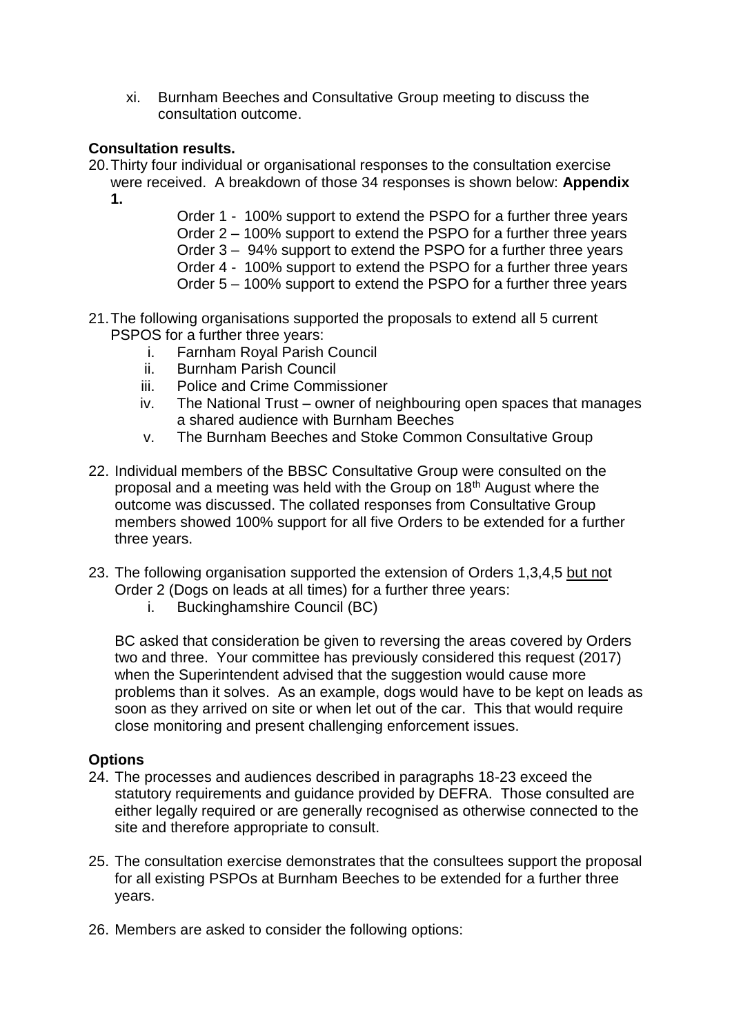xi. Burnham Beeches and Consultative Group meeting to discuss the consultation outcome.

**Consultation results.**

20. Thirty four individual or organisational responses to the consultation exercise were received. A breakdown of those 34 responses is shown below: **Appendix 1.**

    Order 1 - 100% support to extend the PSPO for a further three years
    Order 2 – 100% support to extend the PSPO for a further three years
    Order 3 – 94% support to extend the PSPO for a further three years
    Order 4 - 100% support to extend the PSPO for a further three years
    Order 5 – 100% support to extend the PSPO for a further three years

21. The following organisations supported the proposals to extend all 5 current PSPOS for a further three years:
    i. Farnham Royal Parish Council
    ii. Burnham Parish Council
    iii. Police and Crime Commissioner
    iv. The National Trust – owner of neighbouring open spaces that manages a shared audience with Burnham Beeches
    v. The Burnham Beeches and Stoke Common Consultative Group

22. Individual members of the BBSC Consultative Group were consulted on the proposal and a meeting was held with the Group on 18th August where the outcome was discussed. The collated responses from Consultative Group members showed 100% support for all five Orders to be extended for a further three years.

23. The following organisation supported the extension of Orders 1,3,4,5 but not Order 2 (Dogs on leads at all times) for a further three years:
    i. Buckinghamshire Council (BC)

    BC asked that consideration be given to reversing the areas covered by Orders two and three. Your committee has previously considered this request (2017) when the Superintendent advised that the suggestion would cause more problems than it solves. As an example, dogs would have to be kept on leads as soon as they arrived on site or when let out of the car. This that would require close monitoring and present challenging enforcement issues.

**Options**

24. The processes and audiences described in paragraphs 18-23 exceed the statutory requirements and guidance provided by DEFRA. Those consulted are either legally required or are generally recognised as otherwise connected to the site and therefore appropriate to consult.

25. The consultation exercise demonstrates that the consultees support the proposal for all existing PSPOs at Burnham Beeches to be extended for a further three years.

26. Members are asked to consider the following options: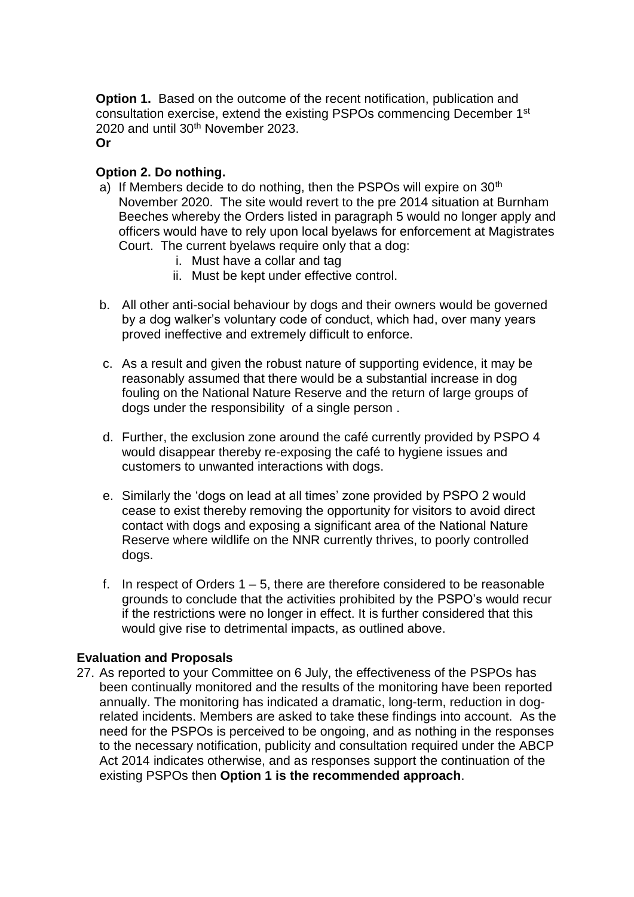**Option 1.** Based on the outcome of the recent notification, publication and consultation exercise, extend the existing PSPOs commencing December 1st 2020 and until 30th November 2023.

**Or**

**Option 2. Do nothing.**

a) If Members decide to do nothing, then the PSPOs will expire on 30th November 2020. The site would revert to the pre 2014 situation at Burnham Beeches whereby the Orders listed in paragraph 5 would no longer apply and officers would have to rely upon local byelaws for enforcement at Magistrates Court. The current byelaws require only that a dog:
   i. Must have a collar and tag
   ii. Must be kept under effective control.

b. All other anti-social behaviour by dogs and their owners would be governed by a dog walker's voluntary code of conduct, which had, over many years proved ineffective and extremely difficult to enforce.

c. As a result and given the robust nature of supporting evidence, it may be reasonably assumed that there would be a substantial increase in dog fouling on the National Nature Reserve and the return of large groups of dogs under the responsibility of a single person .

d. Further, the exclusion zone around the café currently provided by PSPO 4 would disappear thereby re-exposing the café to hygiene issues and customers to unwanted interactions with dogs.

e. Similarly the 'dogs on lead at all times' zone provided by PSPO 2 would cease to exist thereby removing the opportunity for visitors to avoid direct contact with dogs and exposing a significant area of the National Nature Reserve where wildlife on the NNR currently thrives, to poorly controlled dogs.

f. In respect of Orders 1 – 5, there are therefore considered to be reasonable grounds to conclude that the activities prohibited by the PSPO's would recur if the restrictions were no longer in effect. It is further considered that this would give rise to detrimental impacts, as outlined above.

**Evaluation and Proposals**

27. As reported to your Committee on 6 July, the effectiveness of the PSPOs has been continually monitored and the results of the monitoring have been reported annually. The monitoring has indicated a dramatic, long-term, reduction in dog-related incidents. Members are asked to take these findings into account. As the need for the PSPOs is perceived to be ongoing, and as nothing in the responses to the necessary notification, publicity and consultation required under the ABCP Act 2014 indicates otherwise, and as responses support the continuation of the existing PSPOs then **Option 1 is the recommended approach**.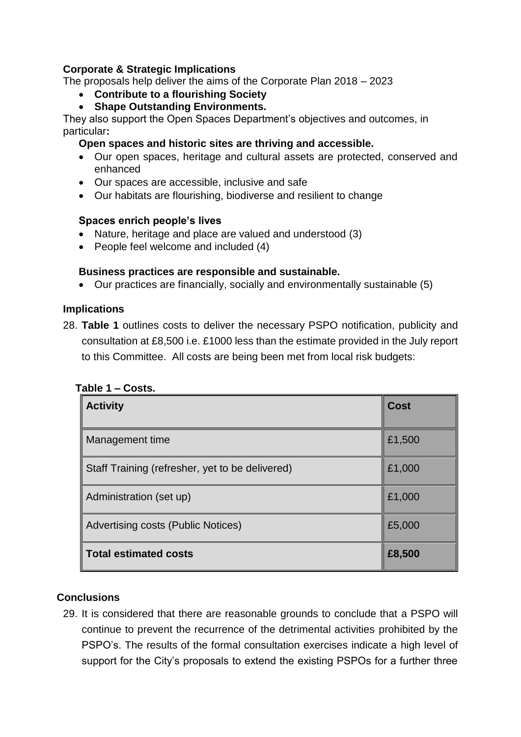**Corporate & Strategic Implications**

The proposals help deliver the aims of the Corporate Plan 2018 – 2023

- **Contribute to a flourishing Society**
- **Shape Outstanding Environments.**

They also support the Open Spaces Department's objectives and outcomes, in particular**:**

**Open spaces and historic sites are thriving and accessible.**

- Our open spaces, heritage and cultural assets are protected, conserved and enhanced
- Our spaces are accessible, inclusive and safe
- Our habitats are flourishing, biodiverse and resilient to change

**Spaces enrich people's lives**

- Nature, heritage and place are valued and understood (3)
- People feel welcome and included (4)

**Business practices are responsible and sustainable.**

- Our practices are financially, socially and environmentally sustainable (5)

**Implications**

28. **Table 1** outlines costs to deliver the necessary PSPO notification, publicity and consultation at £8,500 i.e. £1000 less than the estimate provided in the July report to this Committee. All costs are being been met from local risk budgets:

**Table 1 – Costs.**

| **Activity** | **Cost** |
|---|---|
| Management time | £1,500 |
| Staff Training (refresher, yet to be delivered) | £1,000 |
| Administration (set up) | £1,000 |
| Advertising costs (Public Notices) | £5,000 |
| **Total estimated costs** | **£8,500** |

**Conclusions**

29. It is considered that there are reasonable grounds to conclude that a PSPO will continue to prevent the recurrence of the detrimental activities prohibited by the PSPO's. The results of the formal consultation exercises indicate a high level of support for the City's proposals to extend the existing PSPOs for a further three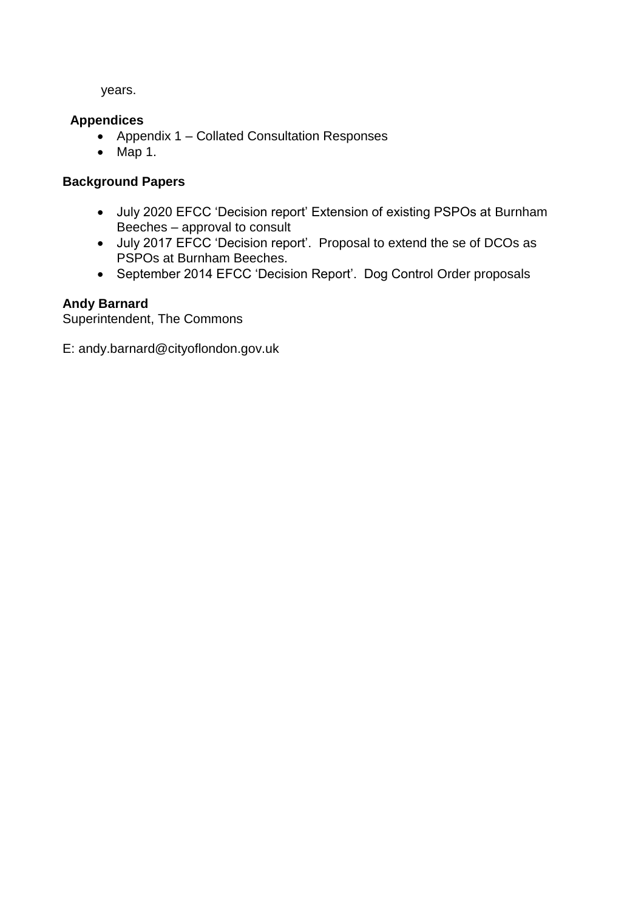years.

**Appendices**

- Appendix 1 – Collated Consultation Responses
- Map 1.

**Background Papers**

- July 2020 EFCC 'Decision report' Extension of existing PSPOs at Burnham Beeches – approval to consult
- July 2017 EFCC 'Decision report'. Proposal to extend the se of DCOs as PSPOs at Burnham Beeches.
- September 2014 EFCC 'Decision Report'. Dog Control Order proposals

**Andy Barnard**
Superintendent, The Commons

E: andy.barnard@cityoflondon.gov.uk